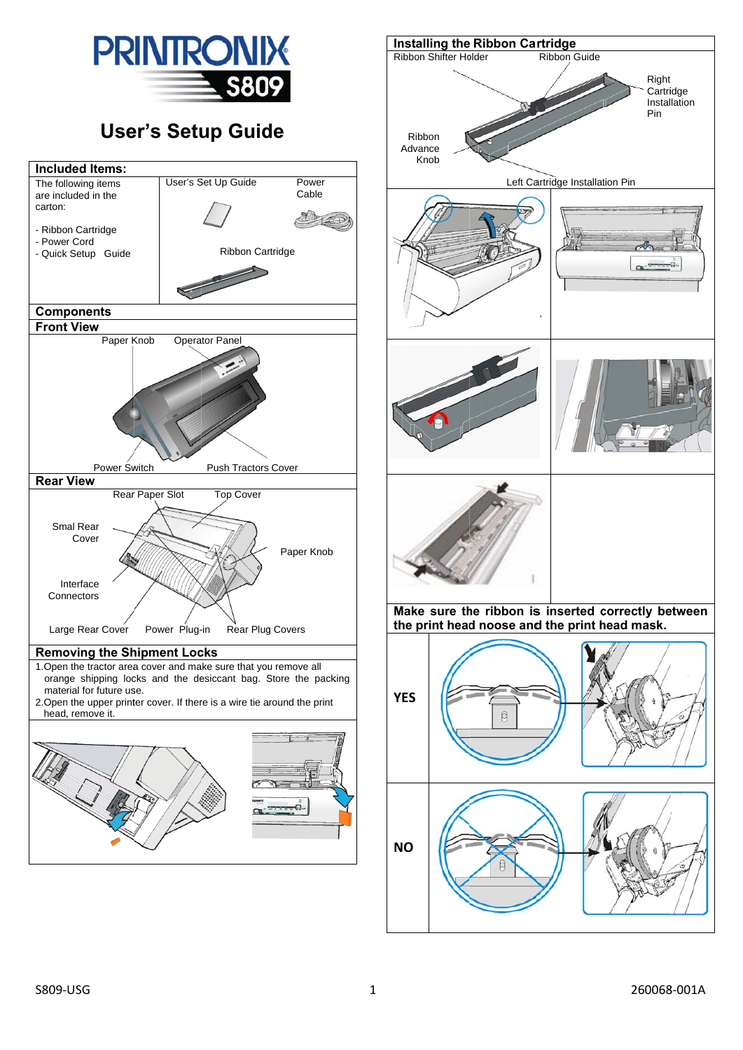# PRINTRONIX S809

# User's Setup Guide

## Included Items:

The following items are included in the carton:

- Ribbon Cartridge
- Power Cord
- Quick Setup Guide

User's Set Up Guide

Power Cable

Ribbon Cartridge

## Components

### Front View

Paper Knob

Operator Panel

Power Switch

Push Tractors Cover

### Rear View

Rear Paper Slot

Top Cover

Smal Rear Cover

Paper Knob

Interface Connectors

Large Rear Cover

Power Plug-in

Rear Plug Covers

## Removing the Shipment Locks

1. Open the tractor area cover and make sure that you remove all orange shipping locks and the desiccant bag. Store the packing material for future use.
2. Open the upper printer cover. If there is a wire tie around the print head, remove it.

## Installing the Ribbon Cartridge

Ribbon Shifter Holder

Ribbon Guide

Right Cartridge Installation Pin

Ribbon Advance Knob

Left Cartridge Installation Pin

**Make sure the ribbon is inserted correctly between the print head noose and the print head mask.**

**YES**

**NO**

S809-USG

260068-001A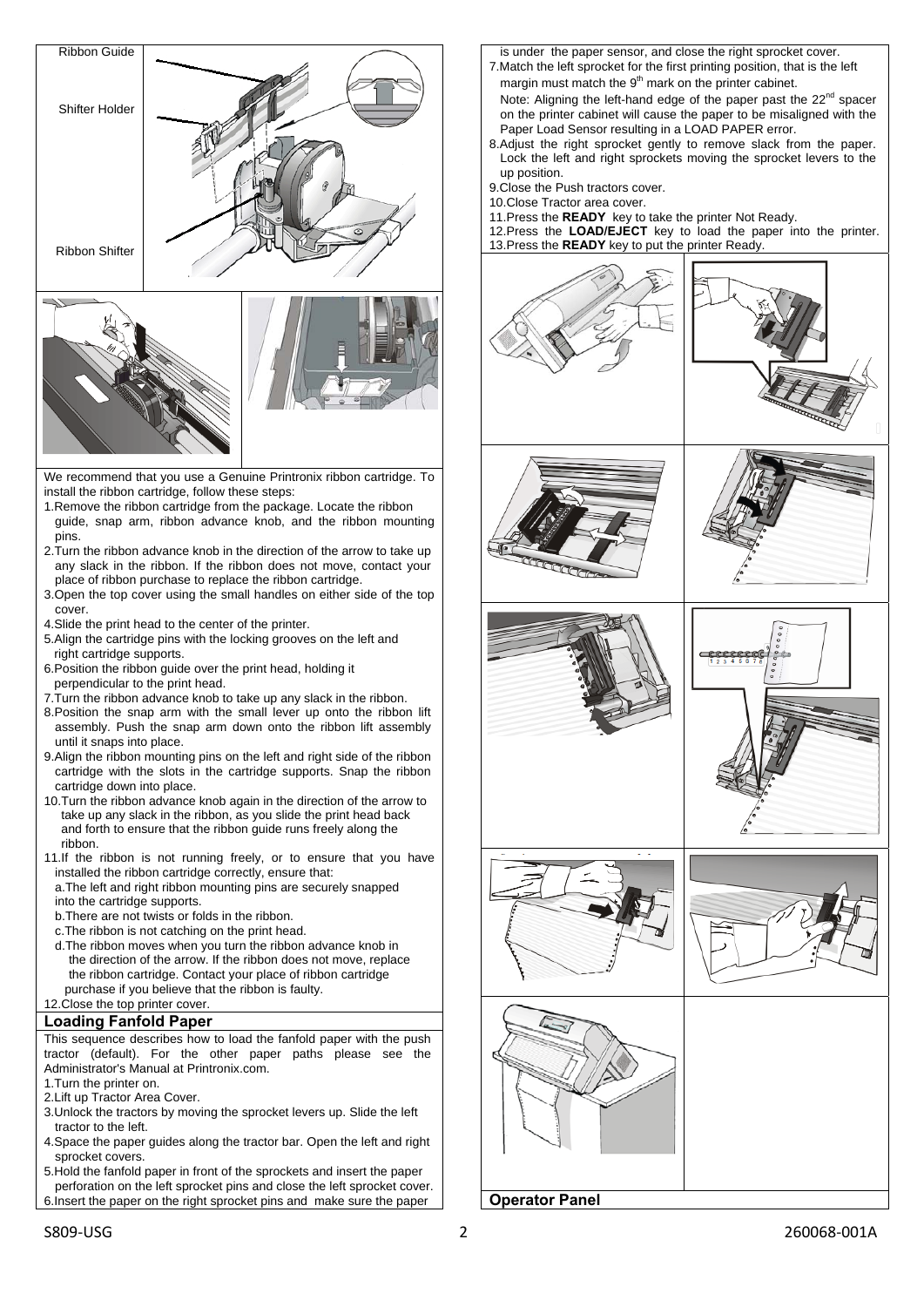Ribbon Guide

Shifter Holder

Ribbon Shifter

We recommend that you use a Genuine Printronix ribbon cartridge. To install the ribbon cartridge, follow these steps:

1. Remove the ribbon cartridge from the package. Locate the ribbon guide, snap arm, ribbon advance knob, and the ribbon mounting pins.
2. Turn the ribbon advance knob in the direction of the arrow to take up any slack in the ribbon. If the ribbon does not move, contact your place of ribbon purchase to replace the ribbon cartridge.
3. Open the top cover using the small handles on either side of the top cover.
4. Slide the print head to the center of the printer.
5. Align the cartridge pins with the locking grooves on the left and right cartridge supports.
6. Position the ribbon guide over the print head, holding it perpendicular to the print head.
7. Turn the ribbon advance knob to take up any slack in the ribbon.
8. Position the snap arm with the small lever up onto the ribbon lift assembly. Push the snap arm down onto the ribbon lift assembly until it snaps into place.
9. Align the ribbon mounting pins on the left and right side of the ribbon cartridge with the slots in the cartridge supports. Snap the ribbon cartridge down into place.
10. Turn the ribbon advance knob again in the direction of the arrow to take up any slack in the ribbon, as you slide the print head back and forth to ensure that the ribbon guide runs freely along the ribbon.
11. If the ribbon is not running freely, or to ensure that you have installed the ribbon cartridge correctly, ensure that:
    a. The left and right ribbon mounting pins are securely snapped into the cartridge supports.
    b. There are not twists or folds in the ribbon.
    c. The ribbon is not catching on the print head.
    d. The ribbon moves when you turn the ribbon advance knob in the direction of the arrow. If the ribbon does not move, replace the ribbon cartridge. Contact your place of ribbon cartridge purchase if you believe that the ribbon is faulty.
12. Close the top printer cover.

## Loading Fanfold Paper

This sequence describes how to load the fanfold paper with the push tractor (default). For the other paper paths please see the Administrator's Manual at Printronix.com.

1. Turn the printer on.
2. Lift up Tractor Area Cover.
3. Unlock the tractors by moving the sprocket levers up. Slide the left tractor to the left.
4. Space the paper guides along the tractor bar. Open the left and right sprocket covers.
5. Hold the fanfold paper in front of the sprockets and insert the paper perforation on the left sprocket pins and close the left sprocket cover.
6. Insert the paper on the right sprocket pins and make sure the paper is under the paper sensor, and close the right sprocket cover.
7. Match the left sprocket for the first printing position, that is the left margin must match the 9th mark on the printer cabinet.
   Note: Aligning the left-hand edge of the paper past the 22nd spacer on the printer cabinet will cause the paper to be misaligned with the Paper Load Sensor resulting in a LOAD PAPER error.
8. Adjust the right sprocket gently to remove slack from the paper. Lock the left and right sprockets moving the sprocket levers to the up position.
9. Close the Push tractors cover.
10. Close Tractor area cover.
11. Press the **READY** key to take the printer Not Ready.
12. Press the **LOAD/EJECT** key to load the paper into the printer.
13. Press the **READY** key to put the printer Ready.

## Operator Panel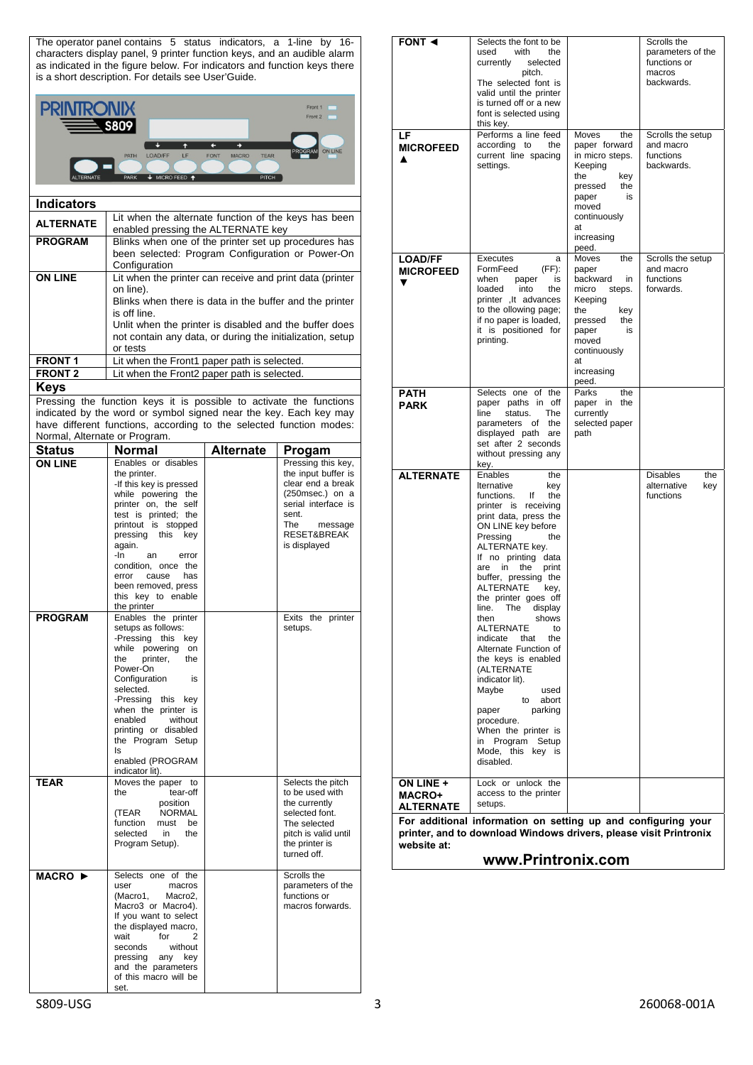The operator panel contains 5 status indicators, a 1-line by 16-characters display panel, 9 printer function keys, and an audible alarm as indicated in the figure below. For indicators and function keys there is a short description. For details see User'Guide.

PRINTRONIX S809

Front 1
Front 2

PATH LOADFF LF FONT MACRO TEAR PROGRAM ON LINE
ALTERNATE PARK MICRO FEED PITCH

## Indicators

| | |
|---|---|
| **ALTERNATE** | Lit when the alternate function of the keys has been enabled pressing the ALTERNATE key |
| **PROGRAM** | Blinks when one of the printer set up procedures has been selected: Program Configuration or Power-On Configuration |
| **ON LINE** | Lit when the printer can receive and print data (printer on line). Blinks when there is data in the buffer and the printer is off line. Unlit when the printer is disabled and the buffer does not contain any data, or during the initialization, setup or tests |
| **FRONT 1** | Lit when the Front1 paper path is selected. |
| **FRONT 2** | Lit when the Front2 paper path is selected. |

## Keys

Pressing the function keys it is possible to activate the functions indicated by the word or symbol signed near the key. Each key may have different functions, according to the selected function modes: Normal, Alternate or Program.

| Status | Normal | Alternate | Progam |
|---|---|---|---|
| **ON LINE** | Enables or disables the printer. -If this key is pressed while powering the printer on, the self test is printed; the printout is stopped pressing this key again. -In an error condition, once the error cause has been removed, press this key to enable the printer | | Pressing this key, the input buffer is clear end a break (250msec.) on a serial interface is sent. The message RESET&BREAK is displayed |
| **PROGRAM** | Enables the printer setups as follows: -Pressing this key while powering on the printer, the Power-On Configuration is selected. -Pressing this key when the printer is enabled without printing or disabled the Program Setup Is enabled (PROGRAM indicator lit). | | Exits the printer setups. |
| **TEAR** | Moves the paper to the tear-off position (TEAR NORMAL function must be selected in the Program Setup). | | Selects the pitch to be used with the currently selected font. The selected pitch is valid until the printer is turned off. |
| **MACRO ►** | Selects one of the user macros (Macro1, Macro2, Macro3 or Macro4). If you want to select the displayed macro, wait for 2 seconds without pressing any key and the parameters of this macro will be set. | | Scrolls the parameters of the functions or macros forwards. |
| **FONT ◄** | Selects the font to be used with the currently selected pitch. The selected font is valid until the printer is turned off or a new font is selected using this key. | | Scrolls the parameters of the functions or macros backwards. |
| **LF MICROFEED ▲** | Performs a line feed according to the current line spacing settings. | Moves the paper forward in micro steps. Keeping the key pressed the paper is moved continuously at increasing peed. | Scrolls the setup and macro functions backwards. |
| **LOAD/FF MICROFEED ▼** | Executes a FormFeed (FF): when paper is loaded into the printer ,It advances to the ollowing page; if no paper is loaded, it is positioned for printing. | Moves the paper backward in micro steps. Keeping the key pressed the paper is moved continuously at increasing peed. | Scrolls the setup and macro functions forwards. |
| **PATH PARK** | Selects one of the paper paths in off line status. The parameters of the displayed path are set after 2 seconds without pressing any key. | Parks the paper in the currently selected paper path | |
| **ALTERNATE** | Enables the lternative key functions. If the printer is receiving print data, press the ON LINE key before Pressing the ALTERNATE key. If no printing data are in the print buffer, pressing the ALTERNATE key, the printer goes off line. The display then shows ALTERNATE to indicate that the Alternate Function of the keys is enabled (ALTERNATE indicator lit). Maybe used to abort paper parking procedure. When the printer is in Program Setup Mode, this key is disabled. | | Disables the alternative key functions |
| **ON LINE + MACRO+ ALTERNATE** | Lock or unlock the access to the printer setups. | | |

**For additional information on setting up and configuring your printer, and to download Windows drivers, please visit Printronix website at:**

**www.Printronix.com**